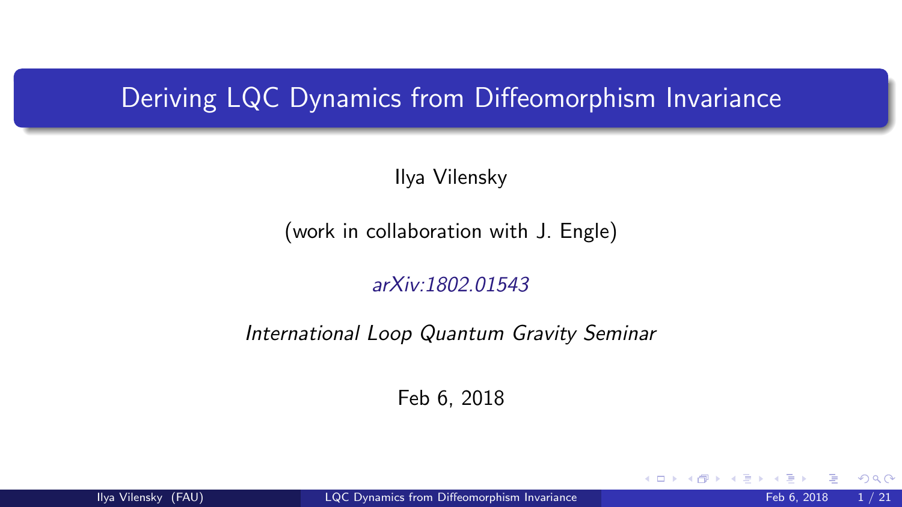# Deriving LQC Dynamics from Diffeomorphism Invariance

Ilya Vilensky

(work in collaboration with J. Engle)

*arXiv:1802.01543*

*International Loop Quantum Gravity Seminar*

Feb 6, 2018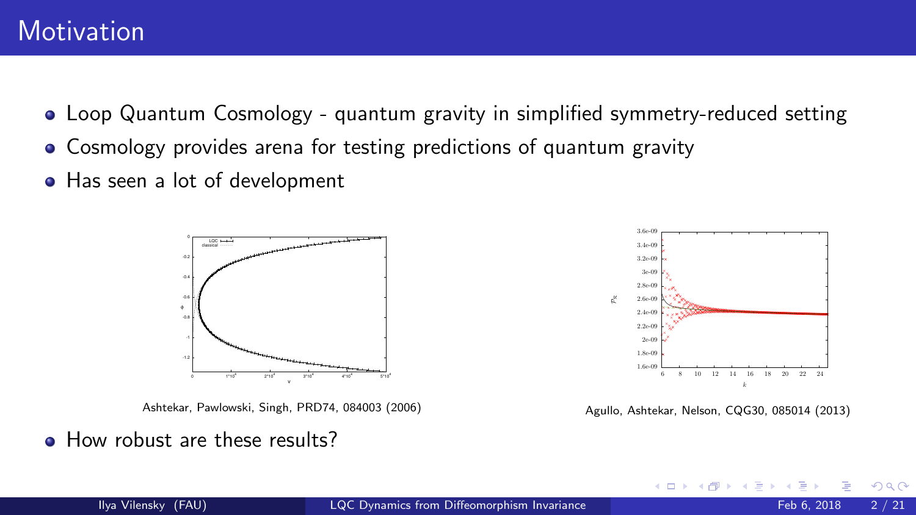# Motivation

- Loop Quantum Cosmology - quantum gravity in simplified symmetry-reduced setting
- Cosmology provides arena for testing predictions of quantum gravity
- Has seen a lot of development

Ashtekar, Pawlowski, Singh, PRD74, 084003 (2006)

Agullo, Ashtekar, Nelson, CQG30, 085014 (2013)

- How robust are these results?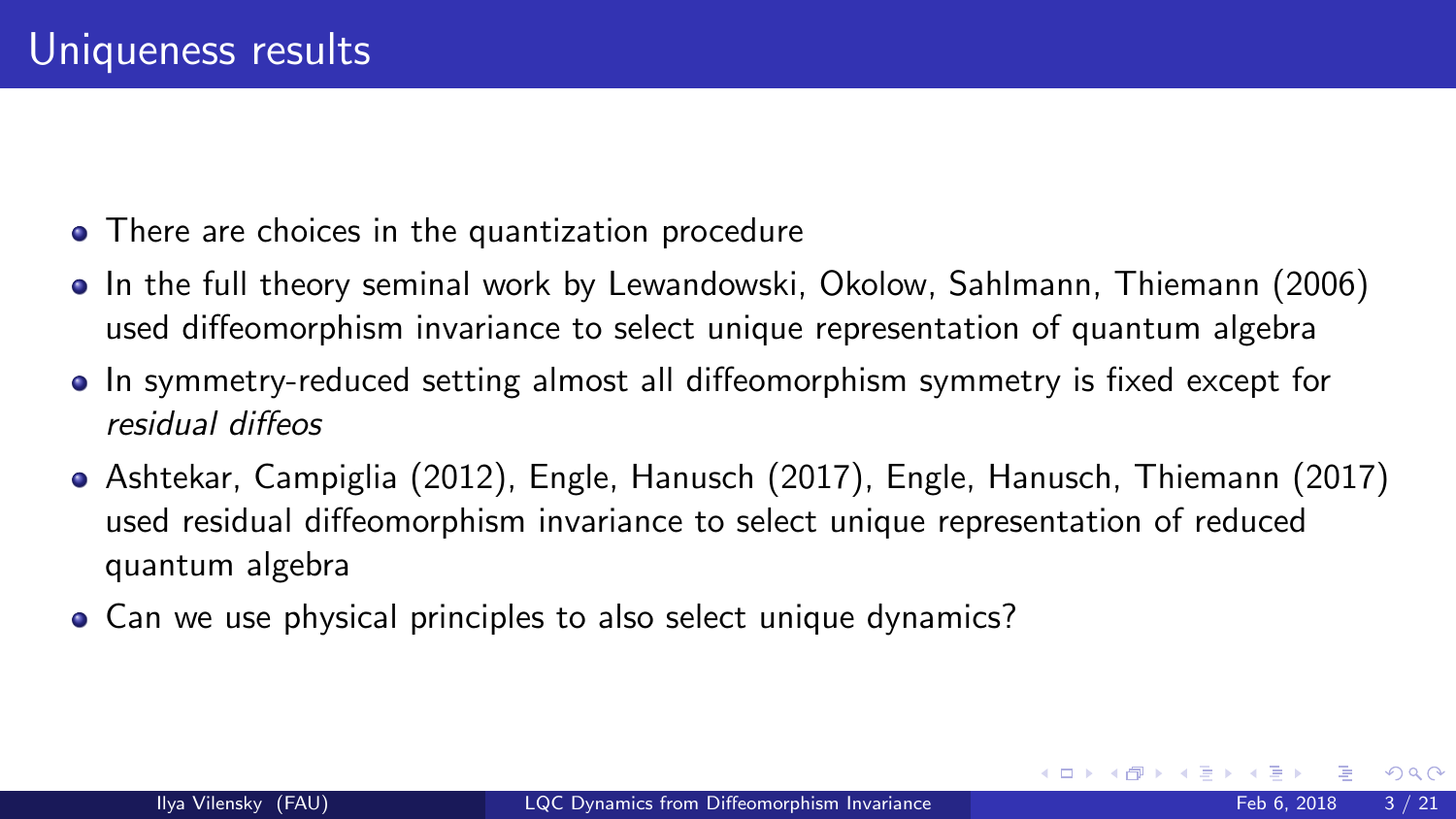# Uniqueness results

- There are choices in the quantization procedure
- In the full theory seminal work by Lewandowski, Okolow, Sahlmann, Thiemann (2006) used diffeomorphism invariance to select unique representation of quantum algebra
- In symmetry-reduced setting almost all diffeomorphism symmetry is fixed except for *residual diffeos*
- Ashtekar, Campiglia (2012), Engle, Hanusch (2017), Engle, Hanusch, Thiemann (2017) used residual diffeomorphism invariance to select unique representation of reduced quantum algebra
- Can we use physical principles to also select unique dynamics?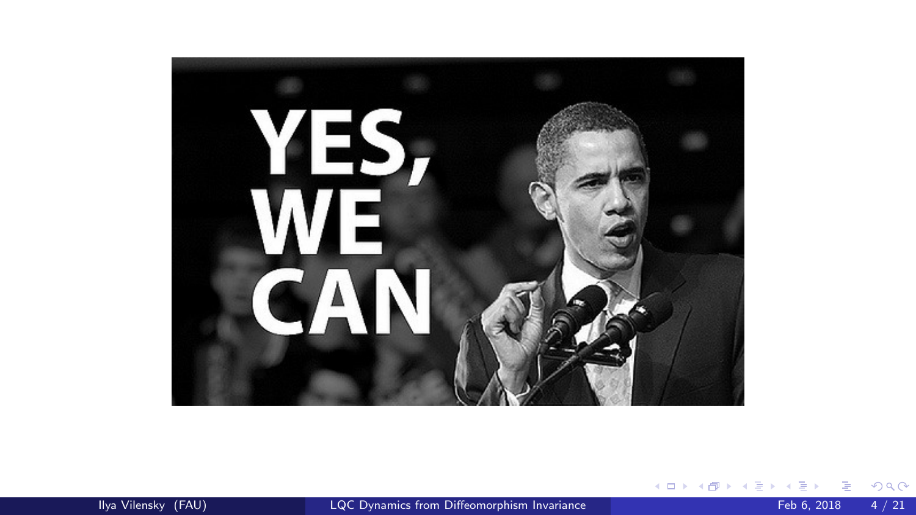YES, WE CAN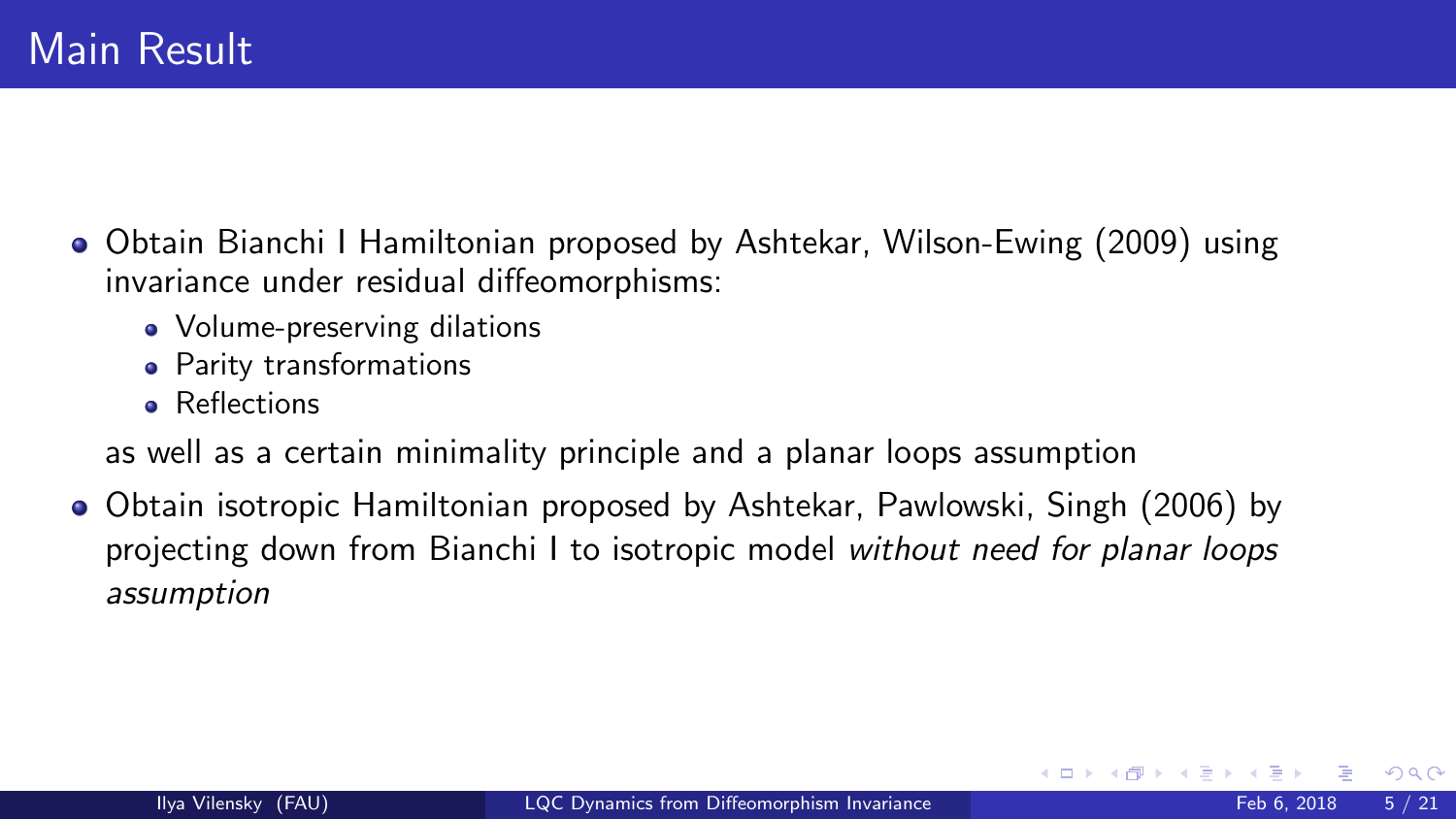# Main Result

- Obtain Bianchi I Hamiltonian proposed by Ashtekar, Wilson-Ewing (2009) using invariance under residual diffeomorphisms:
  - Volume-preserving dilations
  - Parity transformations
  - Reflections

  as well as a certain minimality principle and a planar loops assumption
- Obtain isotropic Hamiltonian proposed by Ashtekar, Pawlowski, Singh (2006) by projecting down from Bianchi I to isotropic model *without need for planar loops assumption*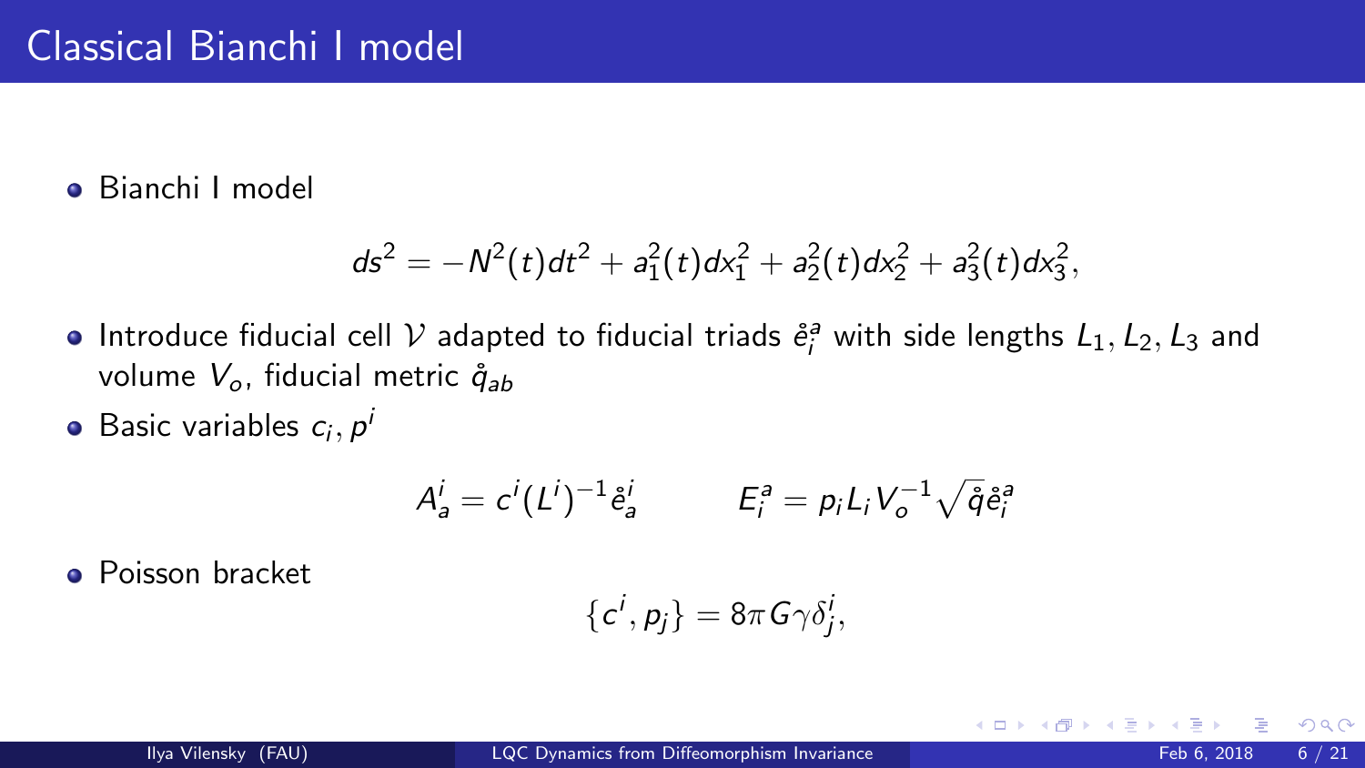# Classical Bianchi I model

- Bianchi I model

$$ds^2 = -N^2(t)dt^2 + a_1^2(t)dx_1^2 + a_2^2(t)dx_2^2 + a_3^2(t)dx_3^2,$$

- Introduce fiducial cell $\mathcal{V}$ adapted to fiducial triads $\mathring{e}_i^a$ with side lengths $L_1, L_2, L_3$ and volume $V_o$, fiducial metric $\mathring{q}_{ab}$
- Basic variables $c_i, p^i$

$$A_a^i = c^i (L^i)^{-1} \mathring{e}_a^i \qquad E_i^a = p_i L_i V_o^{-1} \sqrt{\mathring{q}} \mathring{e}_i^a$$

- Poisson bracket

$$\{c^i, p_j\} = 8\pi G \gamma \delta_j^i,$$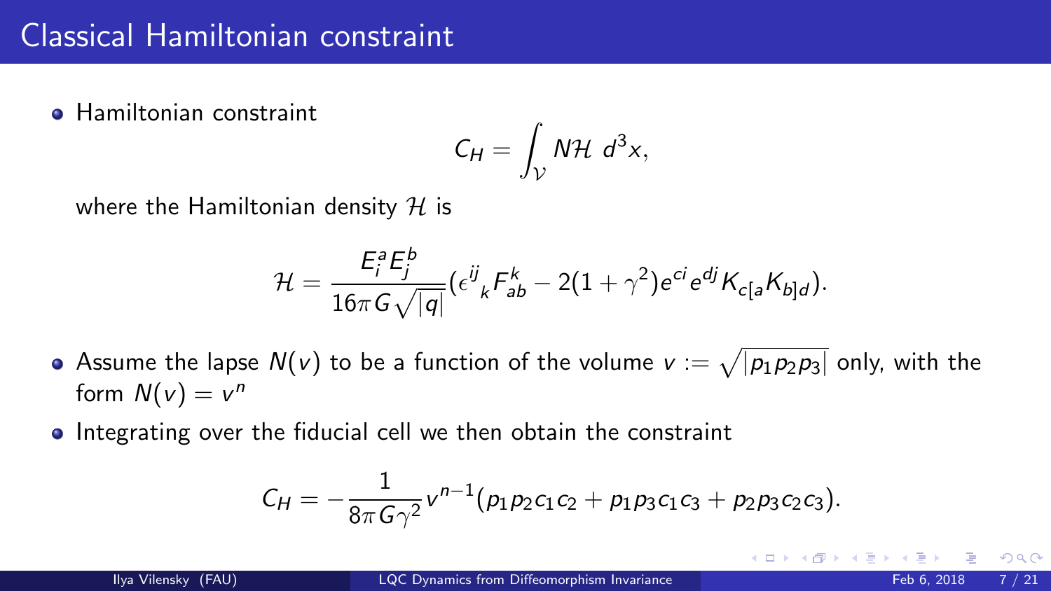# Classical Hamiltonian constraint

- Hamiltonian constraint

$$C_H = \int_{\mathcal{V}} N\mathcal{H}\ d^3x,$$

where the Hamiltonian density $\mathcal{H}$ is

$$\mathcal{H} = \frac{E_i^a E_j^b}{16\pi G\sqrt{|q|}}(\epsilon^{ij}{}_k F_{ab}^k - 2(1+\gamma^2)e^{ci}e^{dj}K_{c[a}K_{b]d}).$$

- Assume the lapse $N(v)$ to be a function of the volume $v := \sqrt{|p_1 p_2 p_3|}$ only, with the form $N(v) = v^n$
- Integrating over the fiducial cell we then obtain the constraint

$$C_H = -\frac{1}{8\pi G\gamma^2}v^{n-1}(p_1 p_2 c_1 c_2 + p_1 p_3 c_1 c_3 + p_2 p_3 c_2 c_3).$$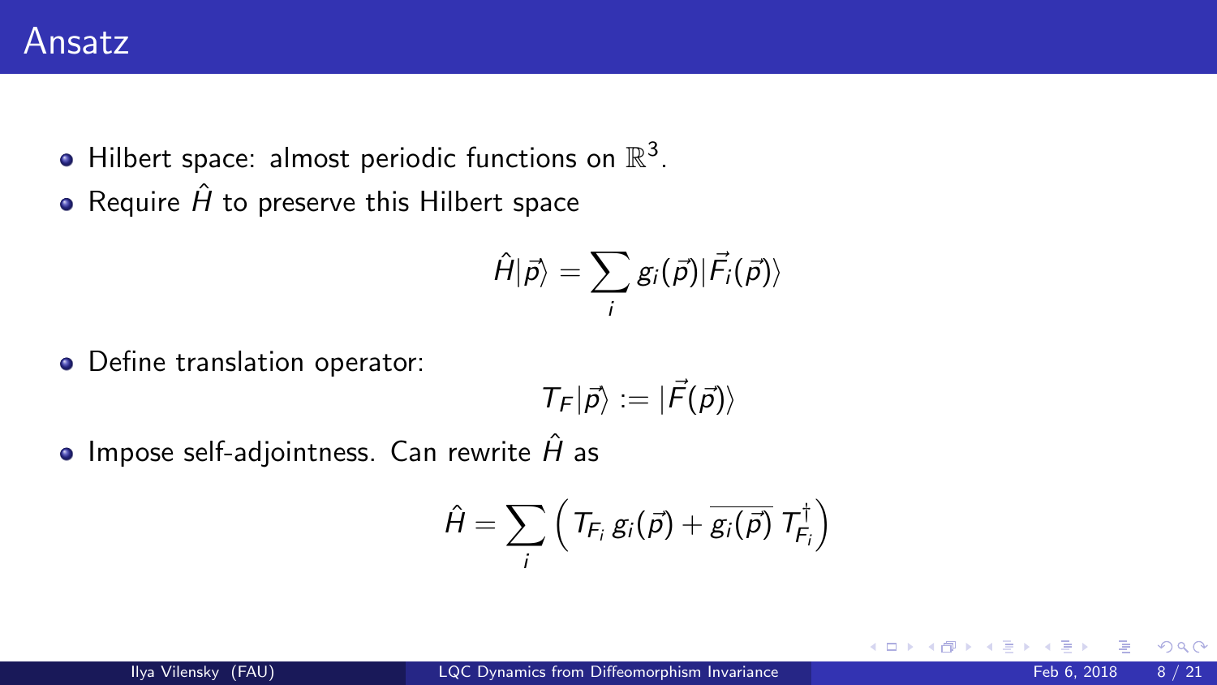# Ansatz

- Hilbert space: almost periodic functions on $\mathbb{R}^3$.
- Require $\hat{H}$ to preserve this Hilbert space

$$\hat{H}|\vec{p}\rangle = \sum_i g_i(\vec{p})|\vec{F}_i(\vec{p})\rangle$$

- Define translation operator:

$$T_F|\vec{p}\rangle := |\vec{F}(\vec{p})\rangle$$

- Impose self-adjointness. Can rewrite $\hat{H}$ as

$$\hat{H} = \sum_i \left( T_{F_i}\, g_i(\vec{p}) + \overline{g_i(\vec{p})}\, T_{F_i}^{\dagger} \right)$$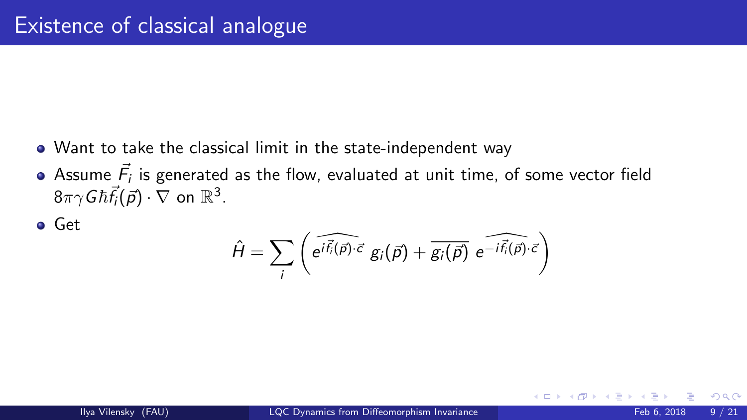# Existence of classical analogue

- Want to take the classical limit in the state-independent way
- Assume $\vec{F}_i$ is generated as the flow, evaluated at unit time, of some vector field $8\pi\gamma G\hbar\vec{f}_i(\vec{p})\cdot\nabla$ on $\mathbb{R}^3$.
- Get

$$\hat{H} = \sum_i \left( \widehat{e^{i\vec{f}_i(\vec{p})\cdot\vec{c}}}\; g_i(\vec{p}) + \overline{g_i(\vec{p})}\; \widehat{e^{-i\vec{f}_i(\vec{p})\cdot\vec{c}}} \right)$$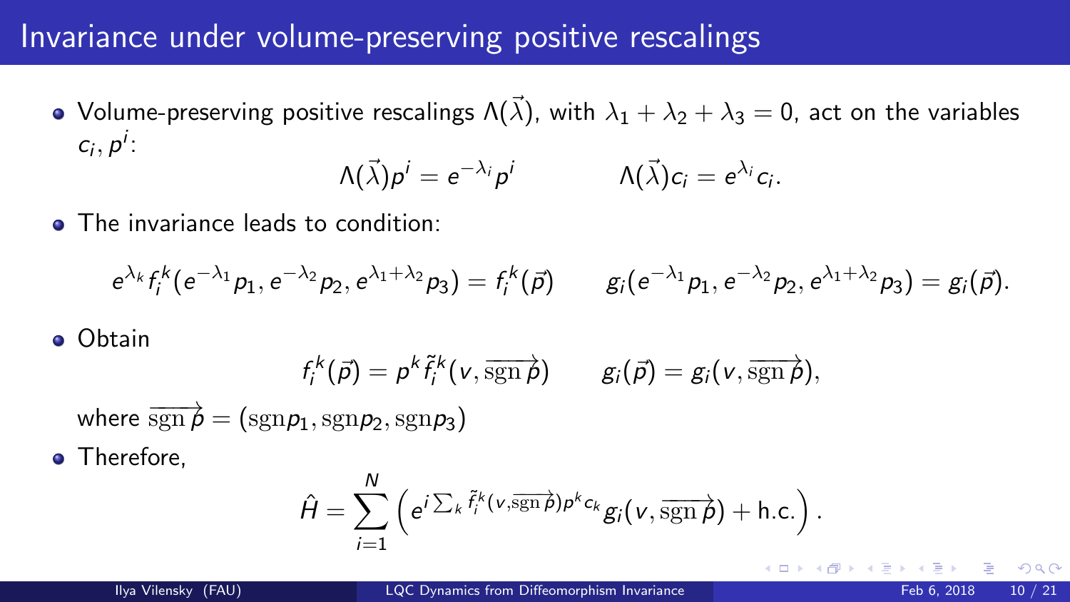# Invariance under volume-preserving positive rescalings

- Volume-preserving positive rescalings $\Lambda(\vec{\lambda})$, with $\lambda_1 + \lambda_2 + \lambda_3 = 0$, act on the variables $c_i, p^i$:

$$\Lambda(\vec{\lambda})p^i = e^{-\lambda_i} p^i \qquad \Lambda(\vec{\lambda})c_i = e^{\lambda_i} c_i.$$

- The invariance leads to condition:

$$e^{\lambda_k} f_i^k(e^{-\lambda_1}p_1, e^{-\lambda_2}p_2, e^{\lambda_1+\lambda_2}p_3) = f_i^k(\vec{p}) \qquad g_i(e^{-\lambda_1}p_1, e^{-\lambda_2}p_2, e^{\lambda_1+\lambda_2}p_3) = g_i(\vec{p}).$$

- Obtain

$$f_i^k(\vec{p}) = p^k \tilde{f}_i^k(v, \overrightarrow{\mathrm{sgn}\, p}) \qquad g_i(\vec{p}) = g_i(v, \overrightarrow{\mathrm{sgn}\, p}),$$

where $\overrightarrow{\mathrm{sgn}\, p} = (\mathrm{sgn} p_1, \mathrm{sgn} p_2, \mathrm{sgn} p_3)$

- Therefore,

$$\hat{H} = \sum_{i=1}^{N} \left( e^{i \sum_k \tilde{f}_i^k(v, \overrightarrow{\mathrm{sgn}\, p}) p^k c_k} g_i(v, \overrightarrow{\mathrm{sgn}\, p}) + \text{h.c.} \right).$$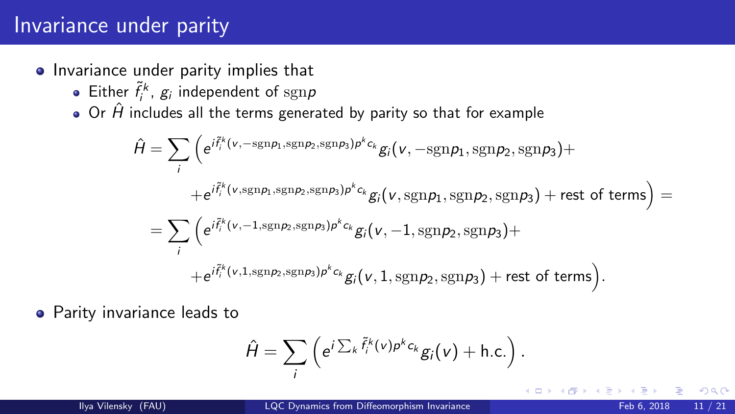# Invariance under parity

- Invariance under parity implies that
  - Either $\tilde{f}_i^k$, $g_i$ independent of $\mathrm{sgn} p$
  - Or $\hat{H}$ includes all the terms generated by parity so that for example

$$
\begin{aligned}
\hat{H} = \sum_i \Big( & e^{i\tilde{f}_i^k(v,-\mathrm{sgn}p_1,\mathrm{sgn}p_2,\mathrm{sgn}p_3)p^k c_k} g_i(v,-\mathrm{sgn}p_1,\mathrm{sgn}p_2,\mathrm{sgn}p_3) + \\
& + e^{i\tilde{f}_i^k(v,\mathrm{sgn}p_1,\mathrm{sgn}p_2,\mathrm{sgn}p_3)p^k c_k} g_i(v,\mathrm{sgn}p_1,\mathrm{sgn}p_2,\mathrm{sgn}p_3) + \text{rest of terms}\Big) = \\
= \sum_i \Big( & e^{i\tilde{f}_i^k(v,-1,\mathrm{sgn}p_2,\mathrm{sgn}p_3)p^k c_k} g_i(v,-1,\mathrm{sgn}p_2,\mathrm{sgn}p_3) + \\
& + e^{i\tilde{f}_i^k(v,1,\mathrm{sgn}p_2,\mathrm{sgn}p_3)p^k c_k} g_i(v,1,\mathrm{sgn}p_2,\mathrm{sgn}p_3) + \text{rest of terms}\Big).
\end{aligned}
$$

- Parity invariance leads to

$$
\hat{H} = \sum_i \left( e^{i\sum_k \tilde{f}_i^k(v)p^k c_k} g_i(v) + \text{h.c.} \right).
$$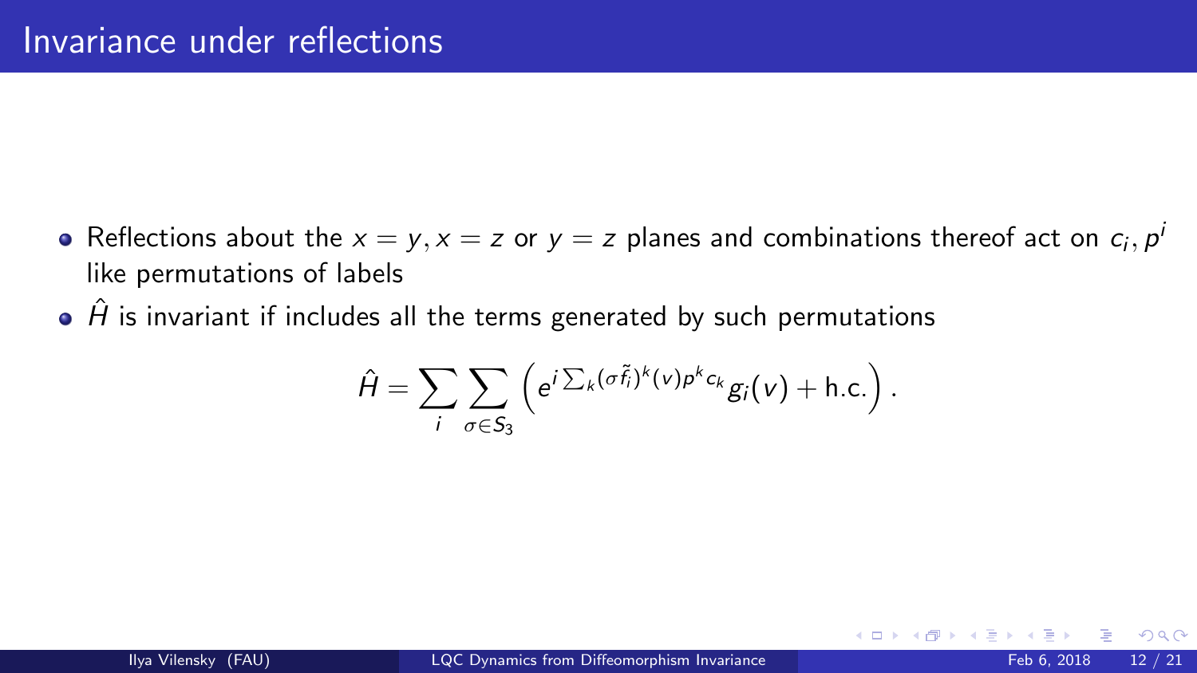# Invariance under reflections

- Reflections about the $x = y, x = z$ or $y = z$ planes and combinations thereof act on $c_i, p^i$ like permutations of labels
- $\hat{H}$ is invariant if includes all the terms generated by such permutations

$$\hat{H} = \sum_i \sum_{\sigma \in S_3} \left( e^{i \sum_k (\sigma \tilde{f}_i)^k (v) p^k c_k} g_i(v) + \text{h.c.} \right).$$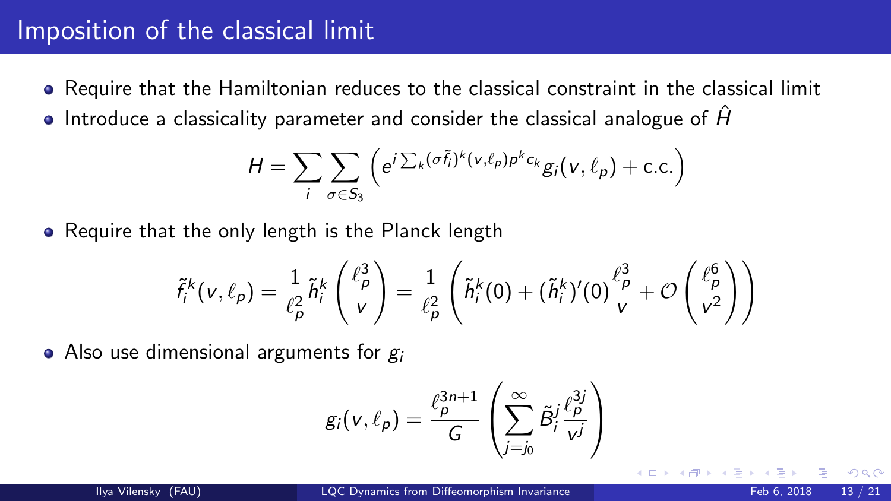# Imposition of the classical limit

- Require that the Hamiltonian reduces to the classical constraint in the classical limit
- Introduce a classicality parameter and consider the classical analogue of $\hat{H}$

$$H = \sum_i \sum_{\sigma \in S_3} \left( e^{i \sum_k (\sigma \tilde{f}_i)^k (v, \ell_p) p^k c_k} g_i(v, \ell_p) + \text{c.c.} \right)$$

- Require that the only length is the Planck length

$$\tilde{f}_i^k(v, \ell_p) = \frac{1}{\ell_p^2} \tilde{h}_i^k \left( \frac{\ell_p^3}{v} \right) = \frac{1}{\ell_p^2} \left( \tilde{h}_i^k(0) + (\tilde{h}_i^k)'(0) \frac{\ell_p^3}{v} + \mathcal{O}\left( \frac{\ell_p^6}{v^2} \right) \right)$$

- Also use dimensional arguments for $g_i$

$$g_i(v, \ell_p) = \frac{\ell_p^{3n+1}}{G} \left( \sum_{j=j_0}^{\infty} \tilde{B}_i^j \frac{\ell_p^{3j}}{v^j} \right)$$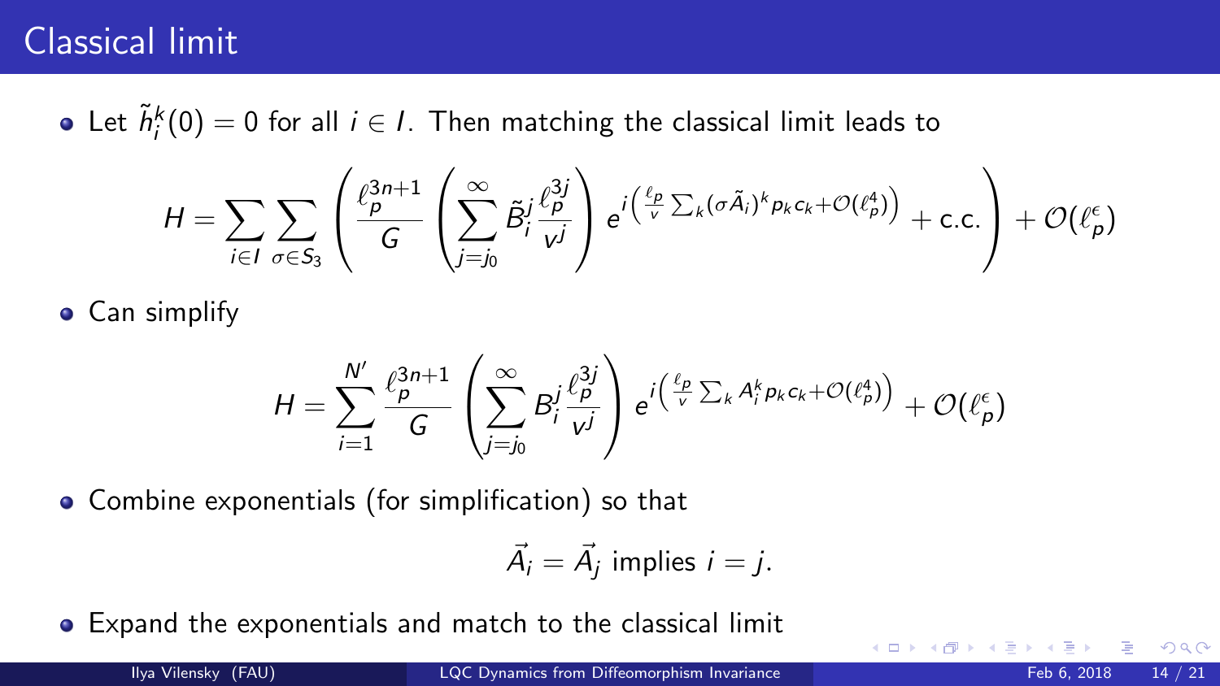# Classical limit

- Let $\tilde{h}_i^k(0) = 0$ for all $i \in I$. Then matching the classical limit leads to

$$H = \sum_{i \in I} \sum_{\sigma \in S_3} \left( \frac{\ell_p^{3n+1}}{G} \left( \sum_{j=j_0}^{\infty} \tilde{B}_i^j \frac{\ell_p^{3j}}{v^j} \right) e^{i\left( \frac{\ell_p}{v} \sum_k (\sigma \tilde{A}_i)^k p_k c_k + \mathcal{O}(\ell_p^4) \right)} + \text{c.c.} \right) + \mathcal{O}(\ell_p^{\epsilon})$$

- Can simplify

$$H = \sum_{i=1}^{N'} \frac{\ell_p^{3n+1}}{G} \left( \sum_{j=j_0}^{\infty} B_i^j \frac{\ell_p^{3j}}{v^j} \right) e^{i\left( \frac{\ell_p}{v} \sum_k A_i^k p_k c_k + \mathcal{O}(\ell_p^4) \right)} + \mathcal{O}(\ell_p^{\epsilon})$$

- Combine exponentials (for simplification) so that

$$\vec{A}_i = \vec{A}_j \text{ implies } i = j.$$

- Expand the exponentials and match to the classical limit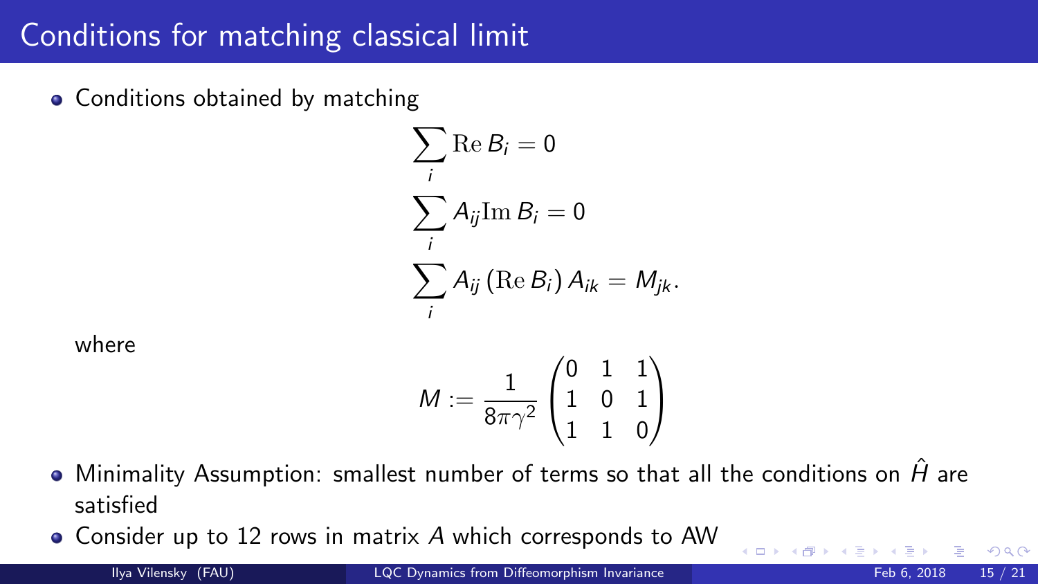# Conditions for matching classical limit

- Conditions obtained by matching

$$
\sum_i \mathrm{Re}\, B_i = 0
$$

$$
\sum_i A_{ij} \mathrm{Im}\, B_i = 0
$$

$$
\sum_i A_{ij} \left(\mathrm{Re}\, B_i\right) A_{ik} = M_{jk}.
$$

where

$$
M := \frac{1}{8\pi\gamma^2} \begin{pmatrix} 0 & 1 & 1 \\ 1 & 0 & 1 \\ 1 & 1 & 0 \end{pmatrix}
$$

- Minimality Assumption: smallest number of terms so that all the conditions on $\hat{H}$ are satisfied
- Consider up to 12 rows in matrix $A$ which corresponds to AW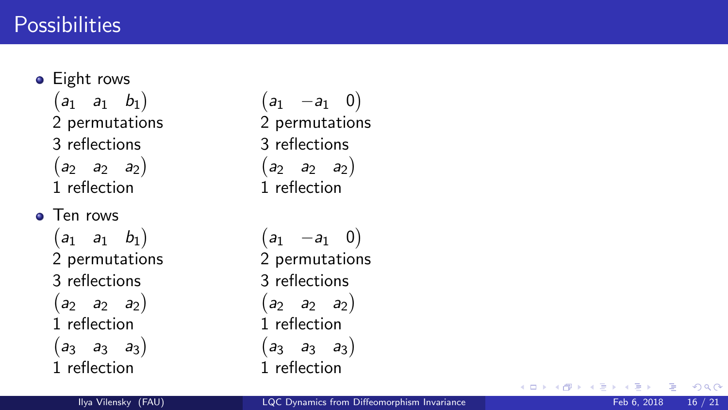# Possibilities

- Eight rows

  $(a_1 \quad a_1 \quad b_1)$
  2 permutations
  3 reflections
  $(a_2 \quad a_2 \quad a_2)$
  1 reflection

  $(a_1 \quad -a_1 \quad 0)$
  2 permutations
  3 reflections
  $(a_2 \quad a_2 \quad a_2)$
  1 reflection

- Ten rows

  $(a_1 \quad a_1 \quad b_1)$
  2 permutations
  3 reflections
  $(a_2 \quad a_2 \quad a_2)$
  1 reflection
  $(a_3 \quad a_3 \quad a_3)$
  1 reflection

  $(a_1 \quad -a_1 \quad 0)$
  2 permutations
  3 reflections
  $(a_2 \quad a_2 \quad a_2)$
  1 reflection
  $(a_3 \quad a_3 \quad a_3)$
  1 reflection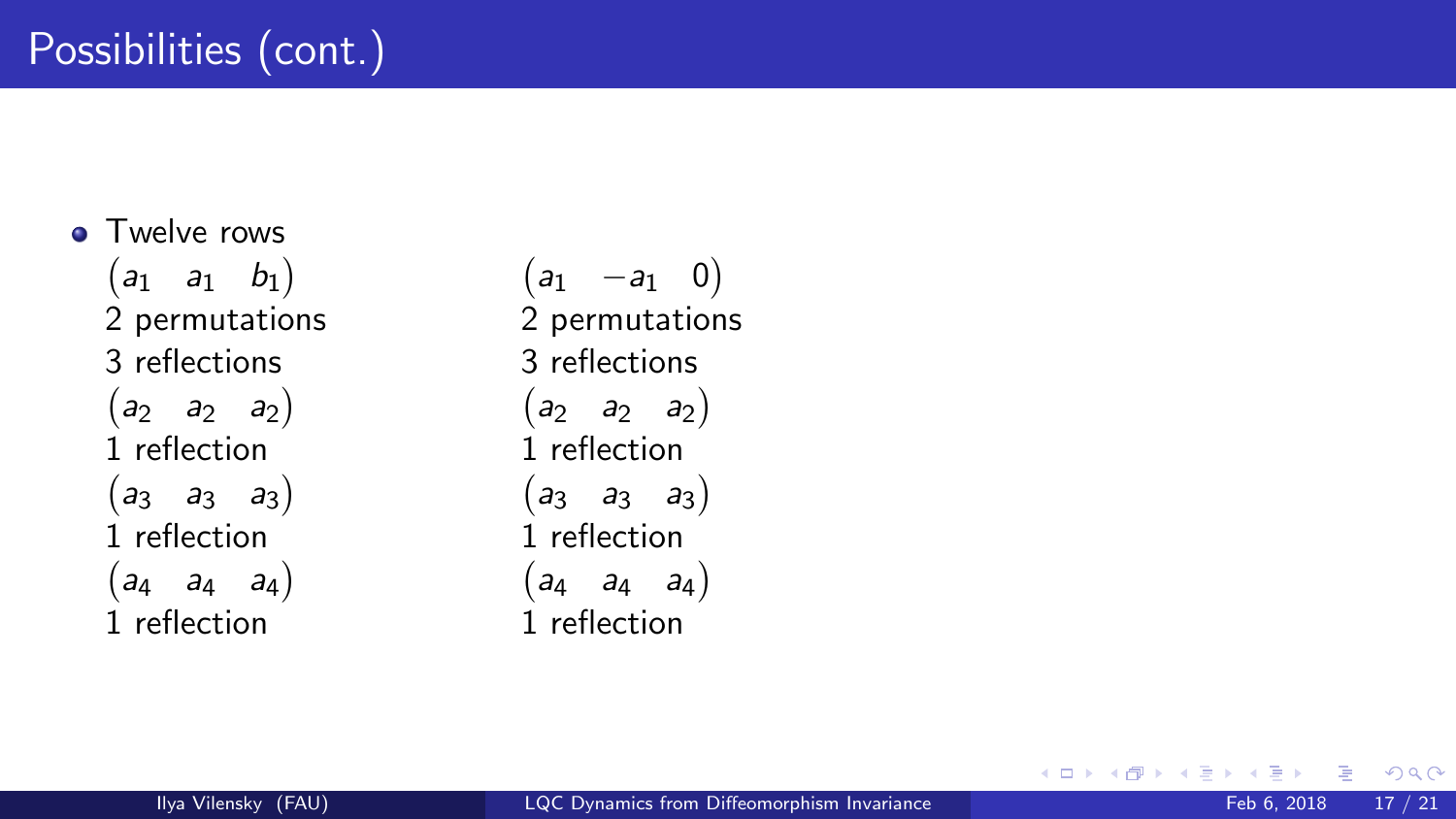# Possibilities (cont.)

- Twelve rows

$\begin{pmatrix} a_1 & a_1 & b_1 \end{pmatrix}$
2 permutations
3 reflections
$\begin{pmatrix} a_2 & a_2 & a_2 \end{pmatrix}$
1 reflection
$\begin{pmatrix} a_3 & a_3 & a_3 \end{pmatrix}$
1 reflection
$\begin{pmatrix} a_4 & a_4 & a_4 \end{pmatrix}$
1 reflection

$\begin{pmatrix} a_1 & -a_1 & 0 \end{pmatrix}$
2 permutations
3 reflections
$\begin{pmatrix} a_2 & a_2 & a_2 \end{pmatrix}$
1 reflection
$\begin{pmatrix} a_3 & a_3 & a_3 \end{pmatrix}$
1 reflection
$\begin{pmatrix} a_4 & a_4 & a_4 \end{pmatrix}$
1 reflection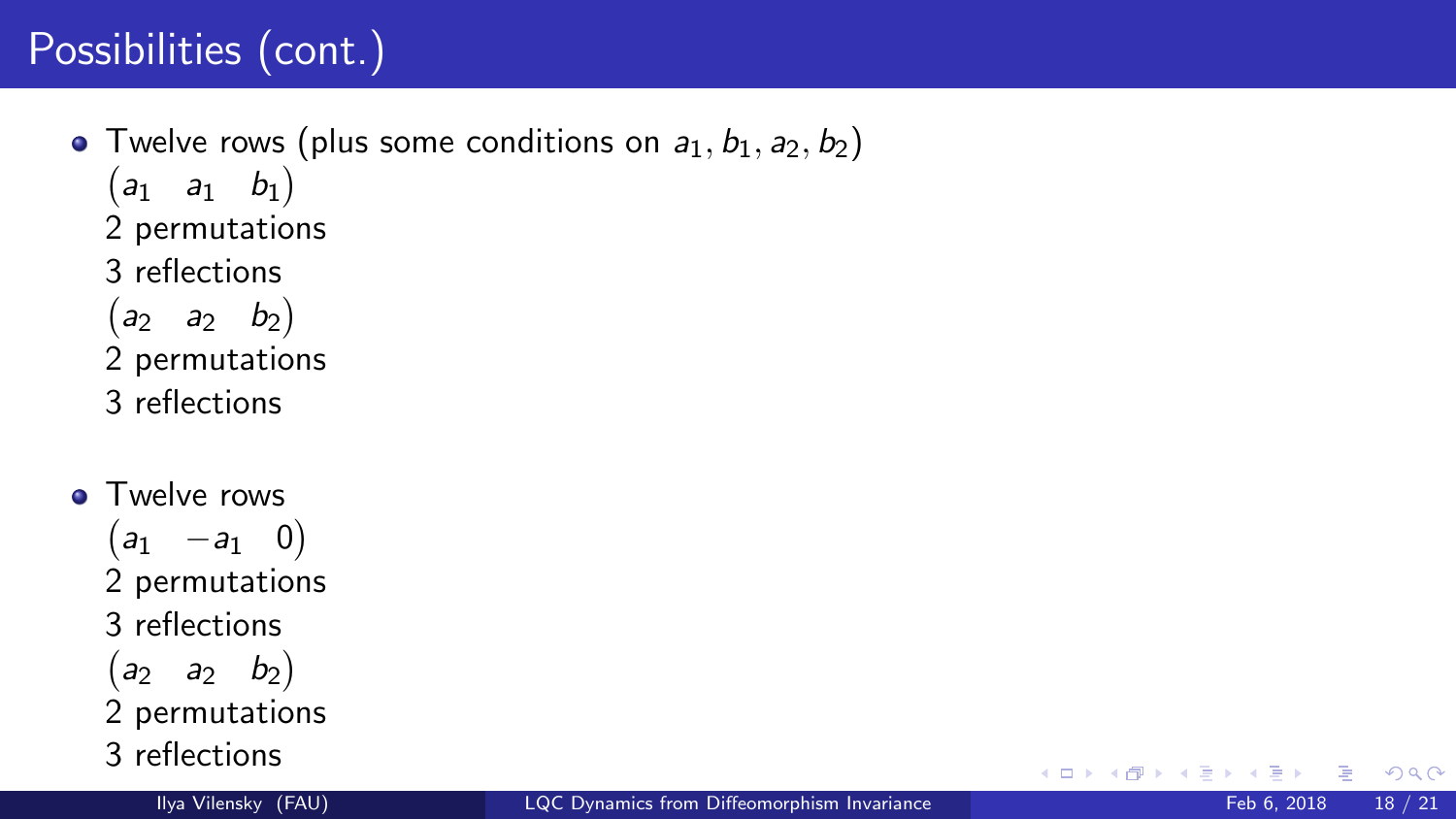# Possibilities (cont.)

- Twelve rows (plus some conditions on $a_1, b_1, a_2, b_2$)
  $\begin{pmatrix} a_1 & a_1 & b_1 \end{pmatrix}$
  2 permutations
  3 reflections
  $\begin{pmatrix} a_2 & a_2 & b_2 \end{pmatrix}$
  2 permutations
  3 reflections

- Twelve rows
  $\begin{pmatrix} a_1 & -a_1 & 0 \end{pmatrix}$
  2 permutations
  3 reflections
  $\begin{pmatrix} a_2 & a_2 & b_2 \end{pmatrix}$
  2 permutations
  3 reflections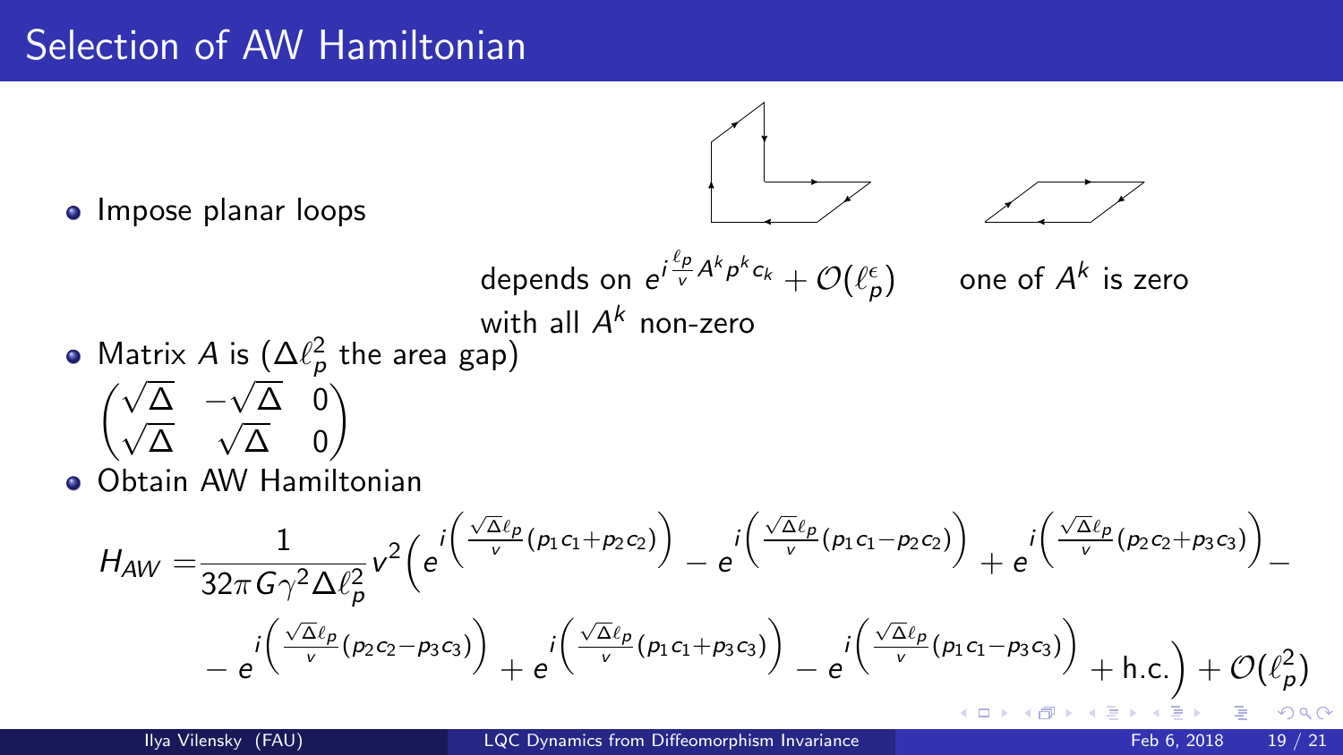# Selection of AW Hamiltonian

- Impose planar loops

depends on $e^{i\frac{\ell_p}{v}A^k p^k c_k} + \mathcal{O}(\ell_p^\epsilon)$ with all $A^k$ non-zero

one of $A^k$ is zero

- Matrix $A$ is ($\Delta\ell_p^2$ the area gap)

$$\begin{pmatrix} \sqrt{\Delta} & -\sqrt{\Delta} & 0 \\ \sqrt{\Delta} & \sqrt{\Delta} & 0 \end{pmatrix}$$

- Obtain AW Hamiltonian

$$H_{AW} = \frac{1}{32\pi G\gamma^2\Delta\ell_p^2} v^2 \Big( e^{i\left(\frac{\sqrt{\Delta}\ell_p}{v}(p_1c_1+p_2c_2)\right)} - e^{i\left(\frac{\sqrt{\Delta}\ell_p}{v}(p_1c_1-p_2c_2)\right)} + e^{i\left(\frac{\sqrt{\Delta}\ell_p}{v}(p_2c_2+p_3c_3)\right)} - e^{i\left(\frac{\sqrt{\Delta}\ell_p}{v}(p_2c_2-p_3c_3)\right)} + e^{i\left(\frac{\sqrt{\Delta}\ell_p}{v}(p_1c_1+p_3c_3)\right)} - e^{i\left(\frac{\sqrt{\Delta}\ell_p}{v}(p_1c_1-p_3c_3)\right)} + \text{h.c.} \Big) + \mathcal{O}(\ell_p^2)$$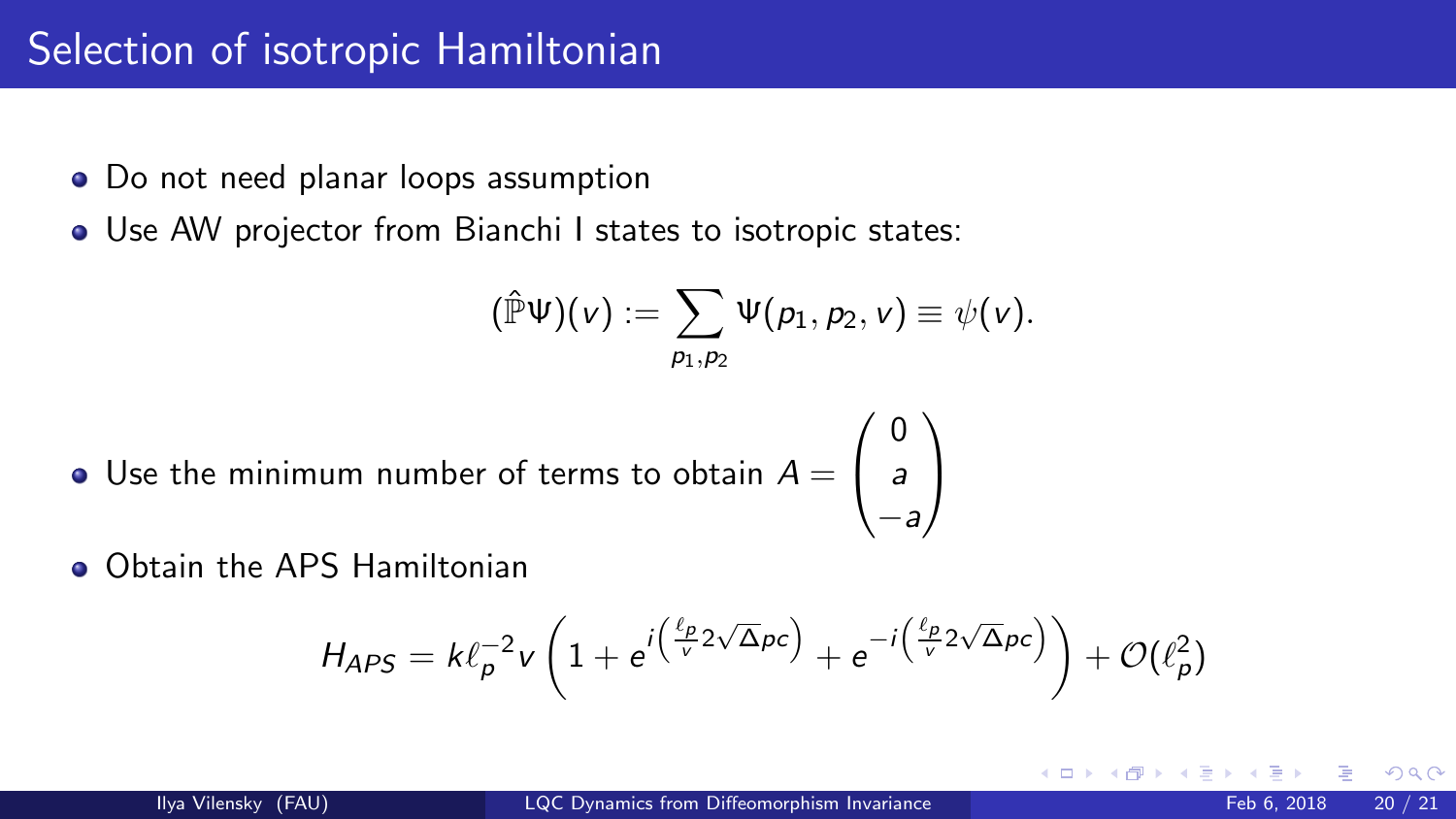# Selection of isotropic Hamiltonian

- Do not need planar loops assumption
- Use AW projector from Bianchi I states to isotropic states:

$$(\hat{\mathbb{P}}\Psi)(v) := \sum_{p_1,p_2} \Psi(p_1, p_2, v) \equiv \psi(v).$$

- Use the minimum number of terms to obtain $A = \begin{pmatrix} 0 \\ a \\ -a \end{pmatrix}$
- Obtain the APS Hamiltonian

$$H_{APS} = k\ell_p^{-2} v \left( 1 + e^{i\left(\frac{\ell_p}{v} 2\sqrt{\Delta} pc\right)} + e^{-i\left(\frac{\ell_p}{v} 2\sqrt{\Delta} pc\right)} \right) + \mathcal{O}(\ell_p^2)$$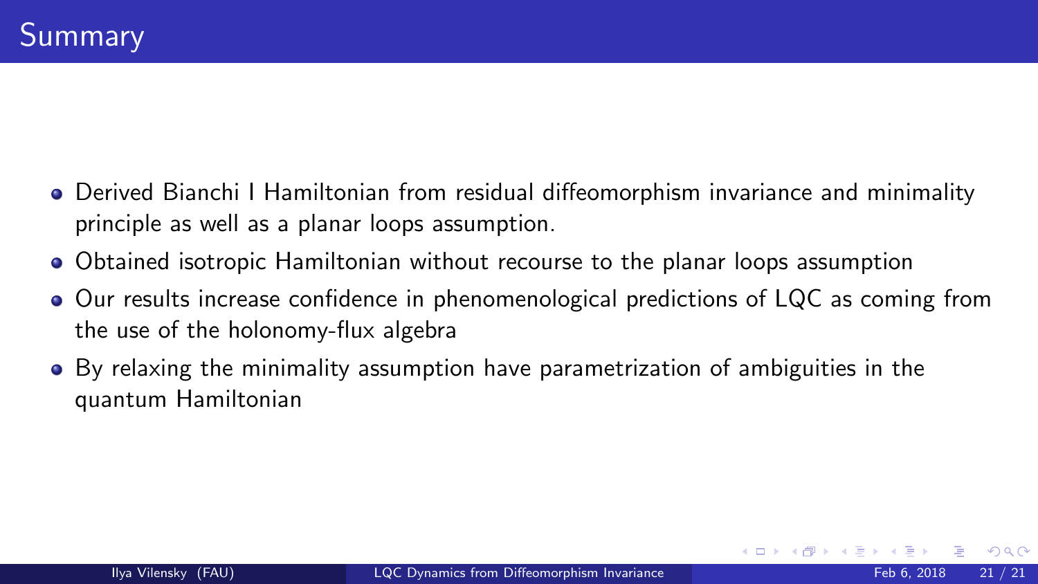# Summary

- Derived Bianchi I Hamiltonian from residual diffeomorphism invariance and minimality principle as well as a planar loops assumption.
- Obtained isotropic Hamiltonian without recourse to the planar loops assumption
- Our results increase confidence in phenomenological predictions of LQC as coming from the use of the holonomy-flux algebra
- By relaxing the minimality assumption have parametrization of ambiguities in the quantum Hamiltonian